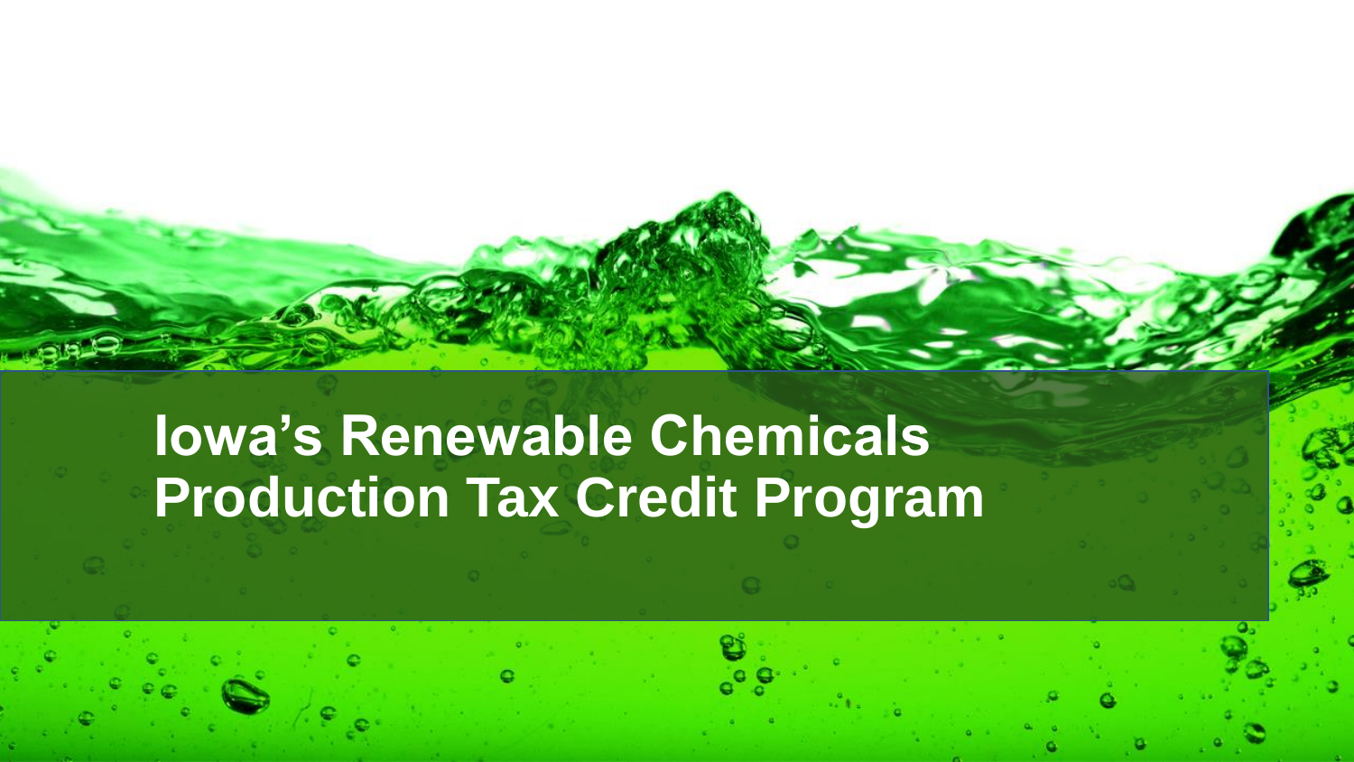# Iowa's Renewable Chemicals Production Tax Credit Program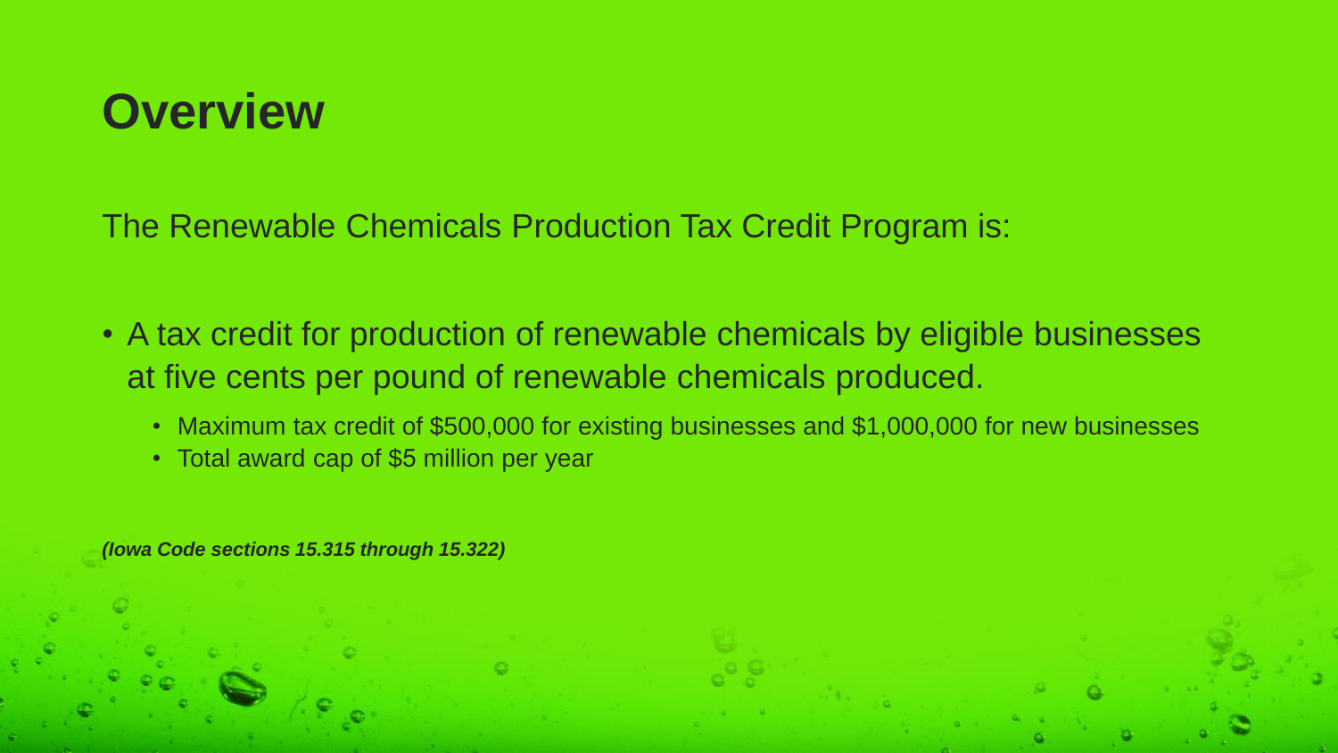# Overview

The Renewable Chemicals Production Tax Credit Program is:

- A tax credit for production of renewable chemicals by eligible businesses at five cents per pound of renewable chemicals produced.
  - Maximum tax credit of $500,000 for existing businesses and $1,000,000 for new businesses
  - Total award cap of $5 million per year

***(Iowa Code sections 15.315 through 15.322)***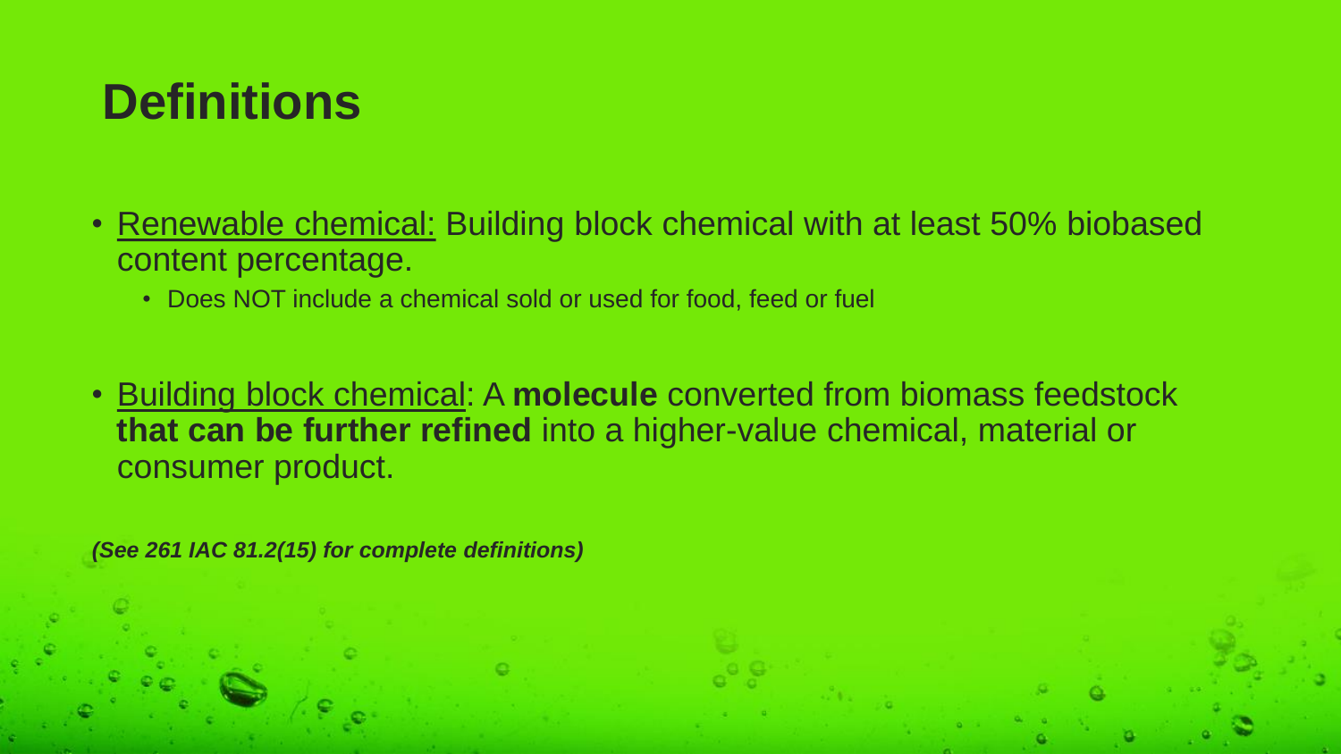# Definitions

- Renewable chemical: Building block chemical with at least 50% biobased content percentage.
  - Does NOT include a chemical sold or used for food, feed or fuel

- Building block chemical: A **molecule** converted from biomass feedstock **that can be further refined** into a higher-value chemical, material or consumer product.

***(See 261 IAC 81.2(15) for complete definitions)***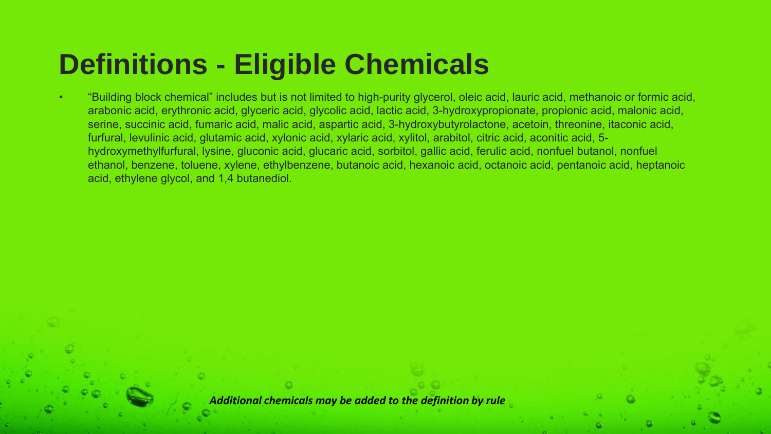# Definitions - Eligible Chemicals

- "Building block chemical" includes but is not limited to high-purity glycerol, oleic acid, lauric acid, methanoic or formic acid, arabonic acid, erythronic acid, glyceric acid, glycolic acid, lactic acid, 3-hydroxypropionate, propionic acid, malonic acid, serine, succinic acid, fumaric acid, malic acid, aspartic acid, 3-hydroxybutyrolactone, acetoin, threonine, itaconic acid, furfural, levulinic acid, glutamic acid, xylonic acid, xylaric acid, xylitol, arabitol, citric acid, aconitic acid, 5-hydroxymethylfurfural, lysine, gluconic acid, glucaric acid, sorbitol, gallic acid, ferulic acid, nonfuel butanol, nonfuel ethanol, benzene, toluene, xylene, ethylbenzene, butanoic acid, hexanoic acid, octanoic acid, pentanoic acid, heptanoic acid, ethylene glycol, and 1,4 butanediol.

***Additional chemicals may be added to the definition by rule***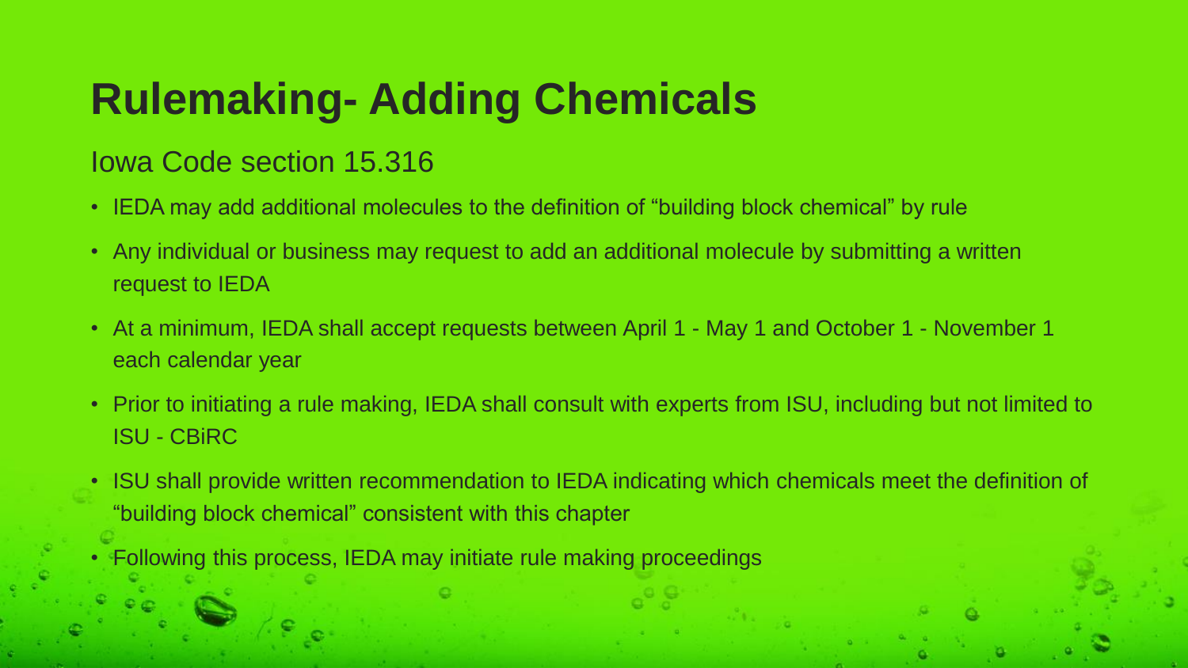# Rulemaking- Adding Chemicals

## Iowa Code section 15.316

- IEDA may add additional molecules to the definition of “building block chemical” by rule
- Any individual or business may request to add an additional molecule by submitting a written request to IEDA
- At a minimum, IEDA shall accept requests between April 1 - May 1 and October 1 - November 1 each calendar year
- Prior to initiating a rule making, IEDA shall consult with experts from ISU, including but not limited to ISU - CBiRC
- ISU shall provide written recommendation to IEDA indicating which chemicals meet the definition of “building block chemical” consistent with this chapter
- Following this process, IEDA may initiate rule making proceedings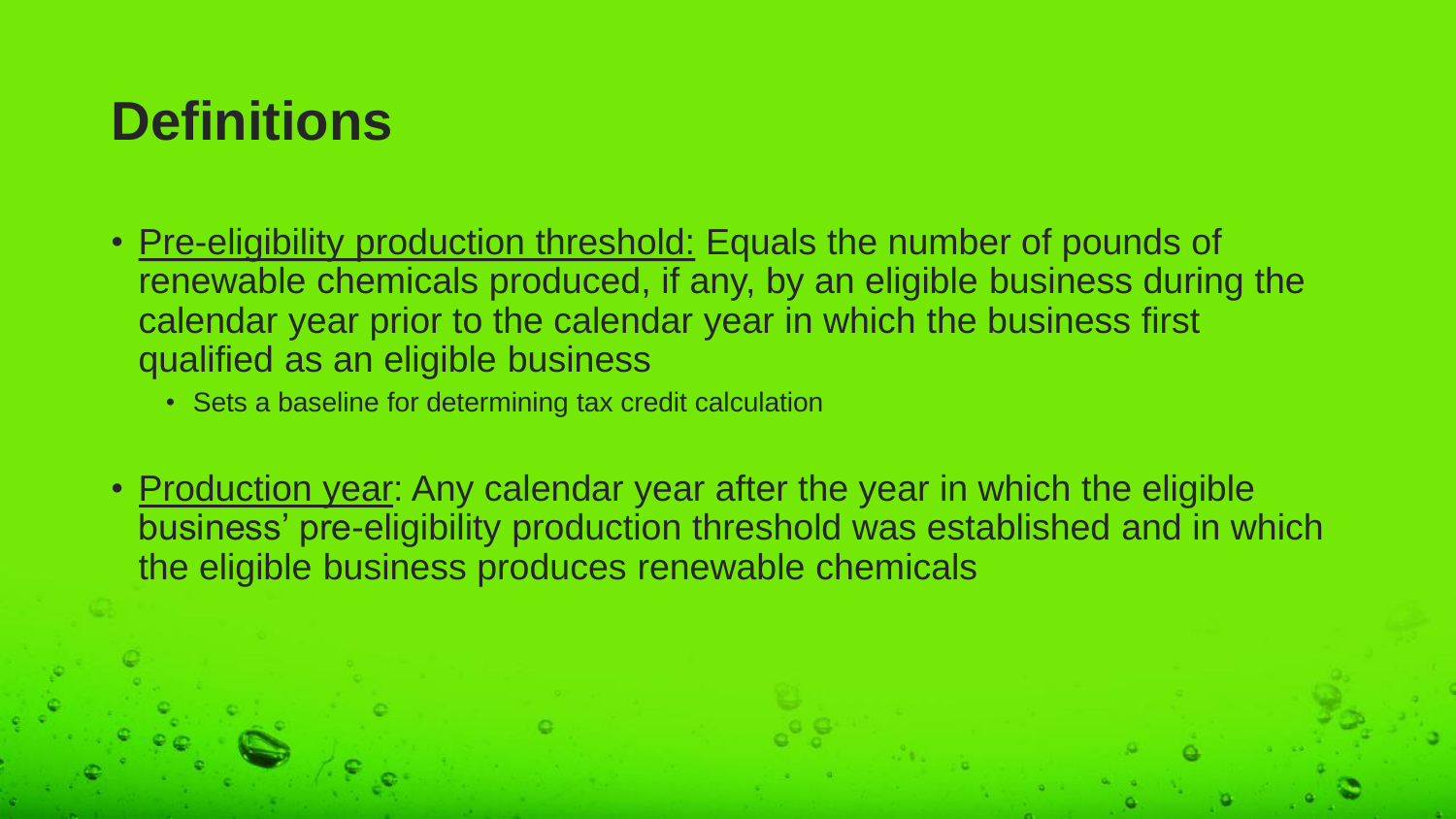# Definitions

- Pre-eligibility production threshold: Equals the number of pounds of renewable chemicals produced, if any, by an eligible business during the calendar year prior to the calendar year in which the business first qualified as an eligible business
  - Sets a baseline for determining tax credit calculation
- Production year: Any calendar year after the year in which the eligible business' pre-eligibility production threshold was established and in which the eligible business produces renewable chemicals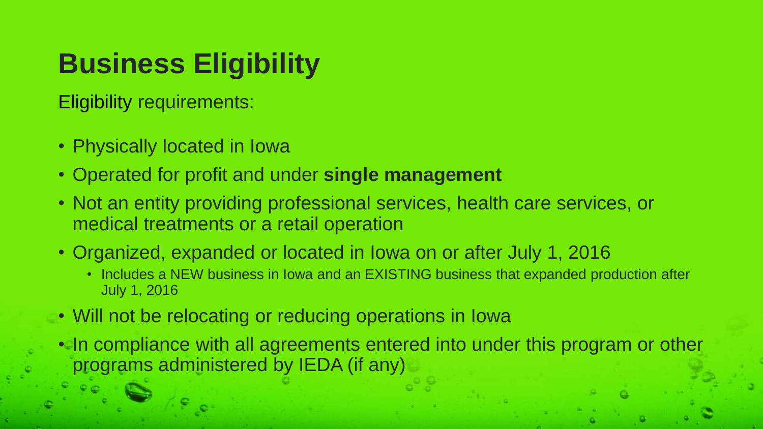# Business Eligibility

Eligibility requirements:

- Physically located in Iowa
- Operated for profit and under **single management**
- Not an entity providing professional services, health care services, or medical treatments or a retail operation
- Organized, expanded or located in Iowa on or after July 1, 2016
  - Includes a NEW business in Iowa and an EXISTING business that expanded production after July 1, 2016
- Will not be relocating or reducing operations in Iowa
- In compliance with all agreements entered into under this program or other programs administered by IEDA (if any)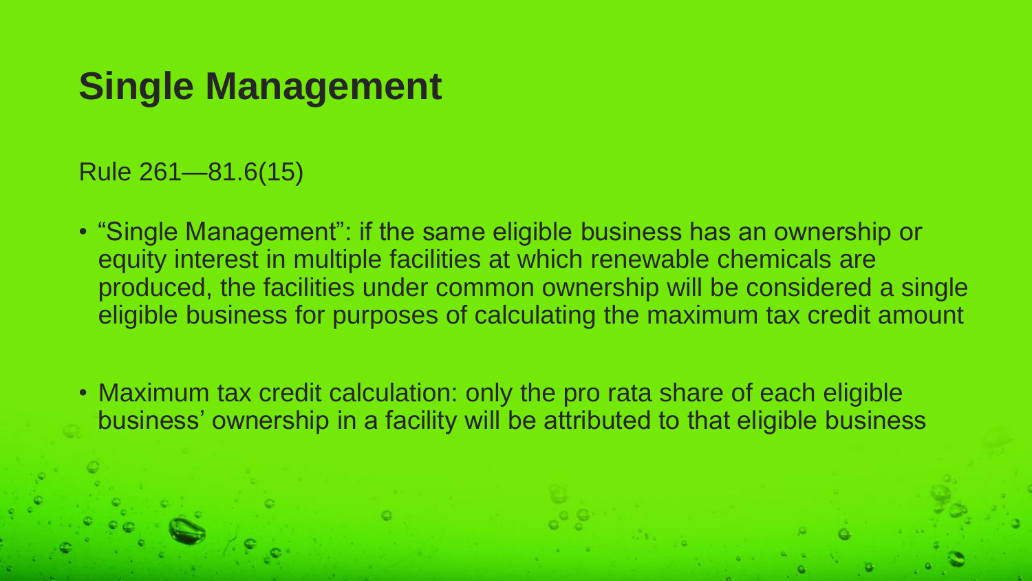# Single Management

Rule 261—81.6(15)

- “Single Management”: if the same eligible business has an ownership or equity interest in multiple facilities at which renewable chemicals are produced, the facilities under common ownership will be considered a single eligible business for purposes of calculating the maximum tax credit amount

- Maximum tax credit calculation: only the pro rata share of each eligible business’ ownership in a facility will be attributed to that eligible business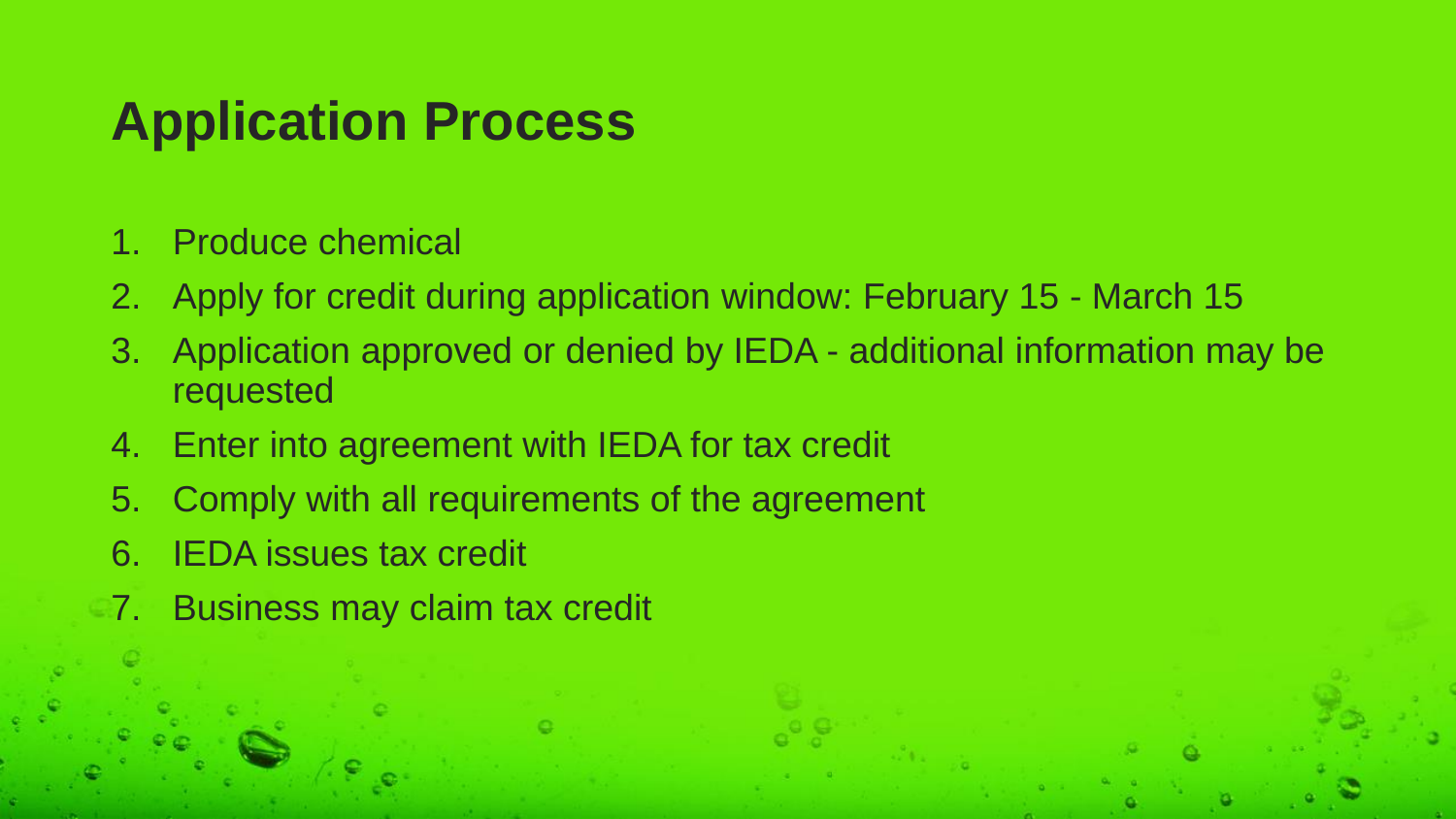# Application Process

1. Produce chemical
2. Apply for credit during application window: February 15 - March 15
3. Application approved or denied by IEDA - additional information may be requested
4. Enter into agreement with IEDA for tax credit
5. Comply with all requirements of the agreement
6. IEDA issues tax credit
7. Business may claim tax credit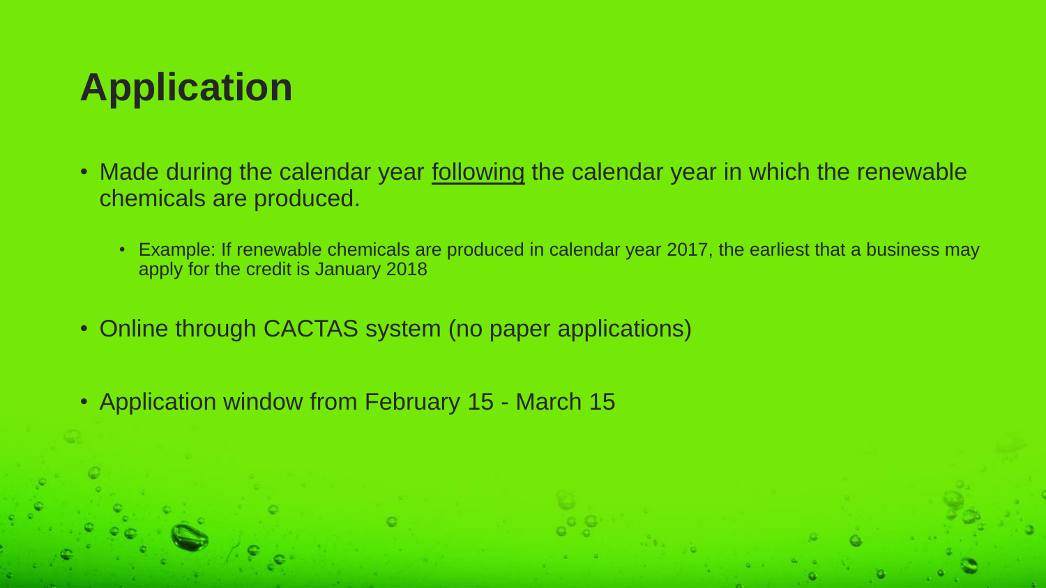# Application

- Made during the calendar year <u>following</u> the calendar year in which the renewable chemicals are produced.
  - Example: If renewable chemicals are produced in calendar year 2017, the earliest that a business may apply for the credit is January 2018
- Online through CACTAS system (no paper applications)
- Application window from February 15 - March 15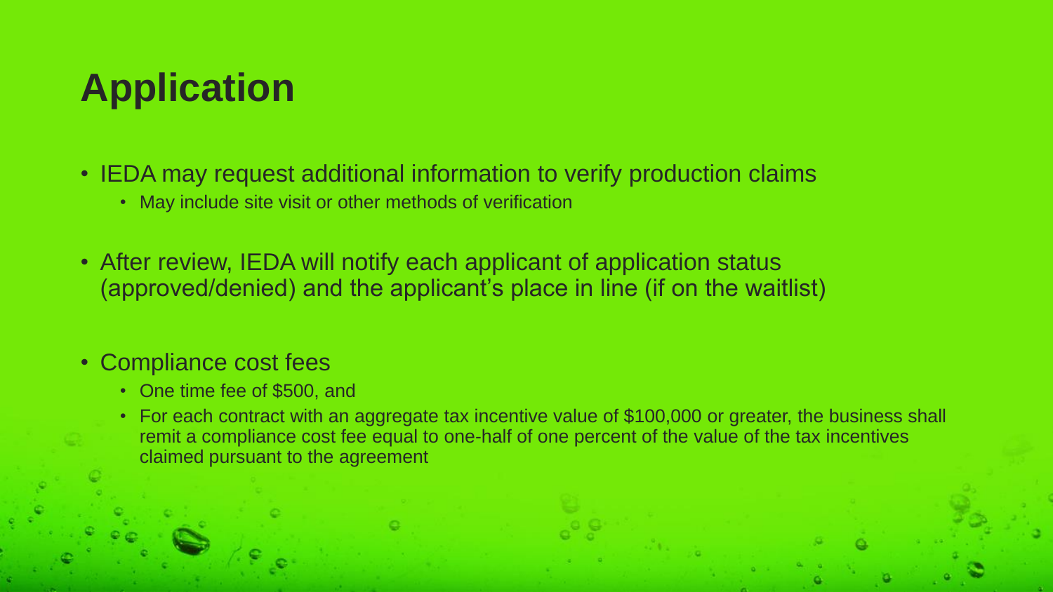# Application

- IEDA may request additional information to verify production claims
  - May include site visit or other methods of verification
- After review, IEDA will notify each applicant of application status (approved/denied) and the applicant's place in line (if on the waitlist)
- Compliance cost fees
  - One time fee of $500, and
  - For each contract with an aggregate tax incentive value of $100,000 or greater, the business shall remit a compliance cost fee equal to one-half of one percent of the value of the tax incentives claimed pursuant to the agreement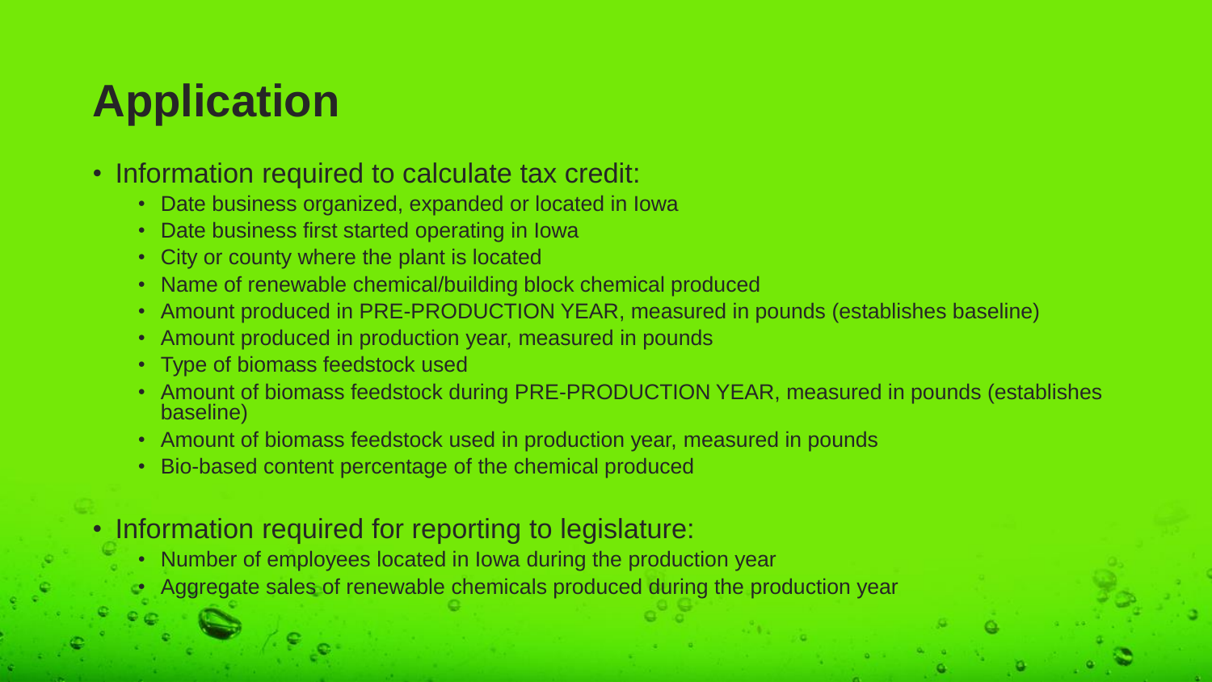# Application

- Information required to calculate tax credit:
  - Date business organized, expanded or located in Iowa
  - Date business first started operating in Iowa
  - City or county where the plant is located
  - Name of renewable chemical/building block chemical produced
  - Amount produced in PRE-PRODUCTION YEAR, measured in pounds (establishes baseline)
  - Amount produced in production year, measured in pounds
  - Type of biomass feedstock used
  - Amount of biomass feedstock during PRE-PRODUCTION YEAR, measured in pounds (establishes baseline)
  - Amount of biomass feedstock used in production year, measured in pounds
  - Bio-based content percentage of the chemical produced
- Information required for reporting to legislature:
  - Number of employees located in Iowa during the production year
  - Aggregate sales of renewable chemicals produced during the production year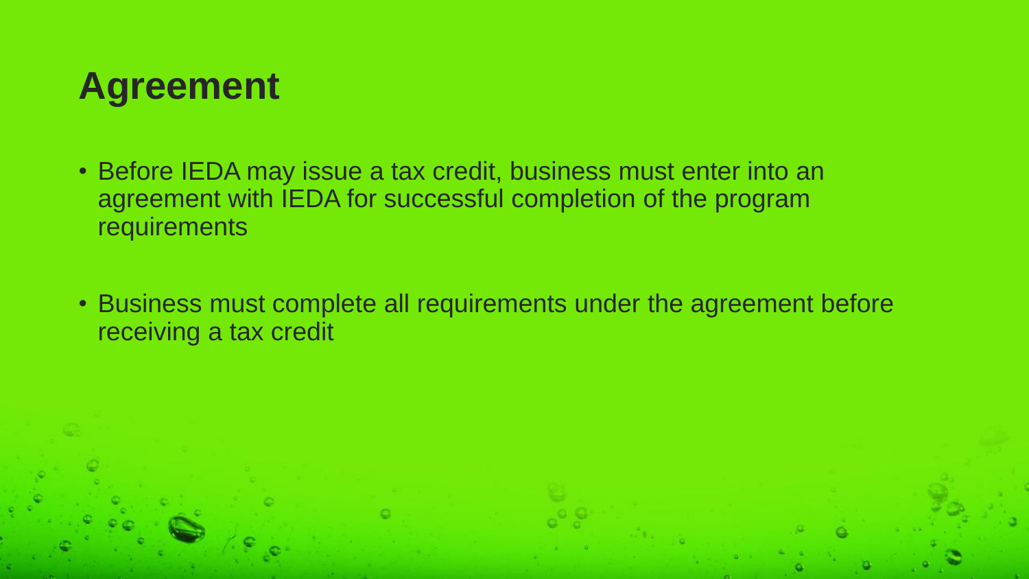# Agreement

- Before IEDA may issue a tax credit, business must enter into an agreement with IEDA for successful completion of the program requirements
- Business must complete all requirements under the agreement before receiving a tax credit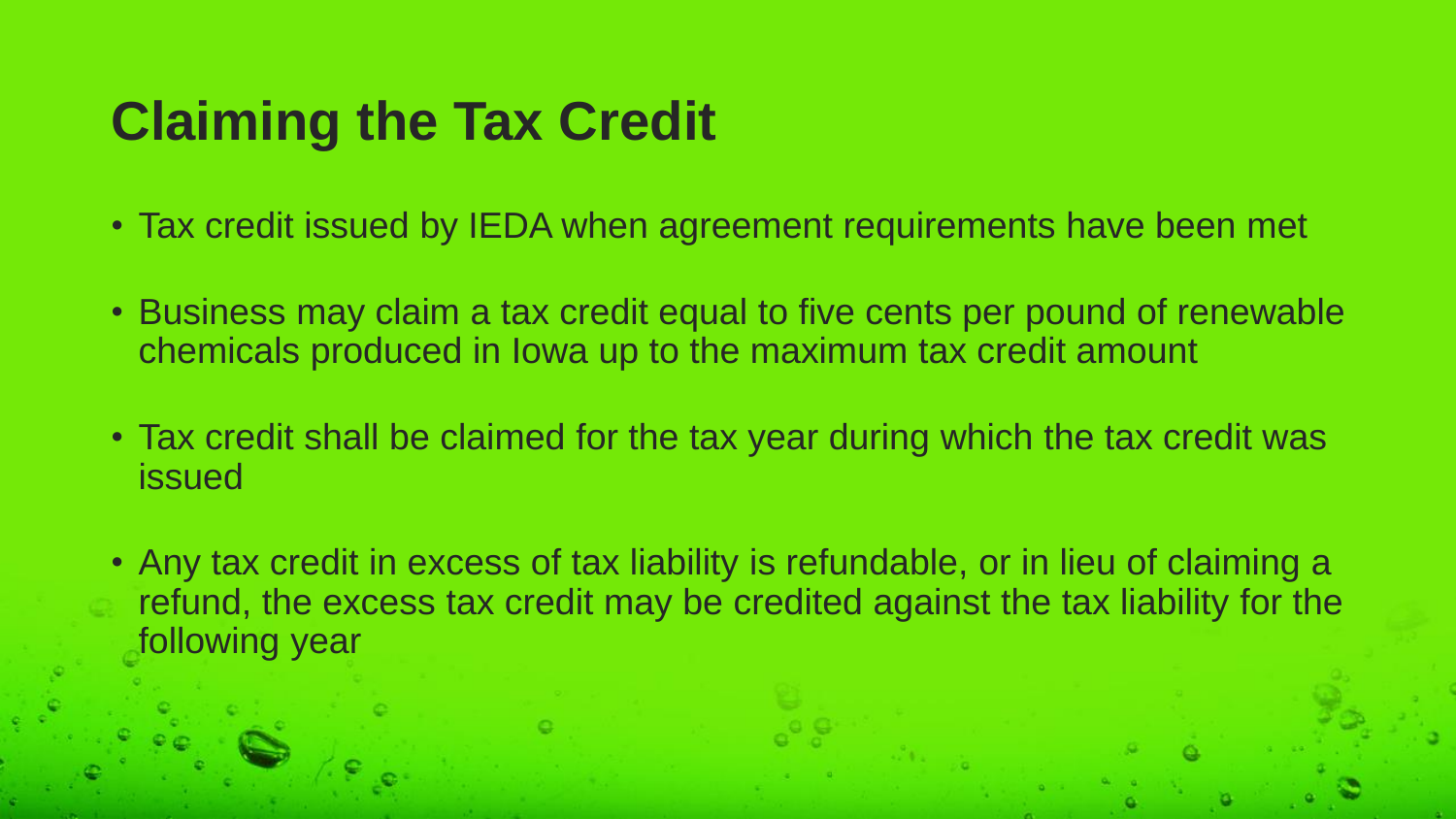# Claiming the Tax Credit

- Tax credit issued by IEDA when agreement requirements have been met
- Business may claim a tax credit equal to five cents per pound of renewable chemicals produced in Iowa up to the maximum tax credit amount
- Tax credit shall be claimed for the tax year during which the tax credit was issued
- Any tax credit in excess of tax liability is refundable, or in lieu of claiming a refund, the excess tax credit may be credited against the tax liability for the following year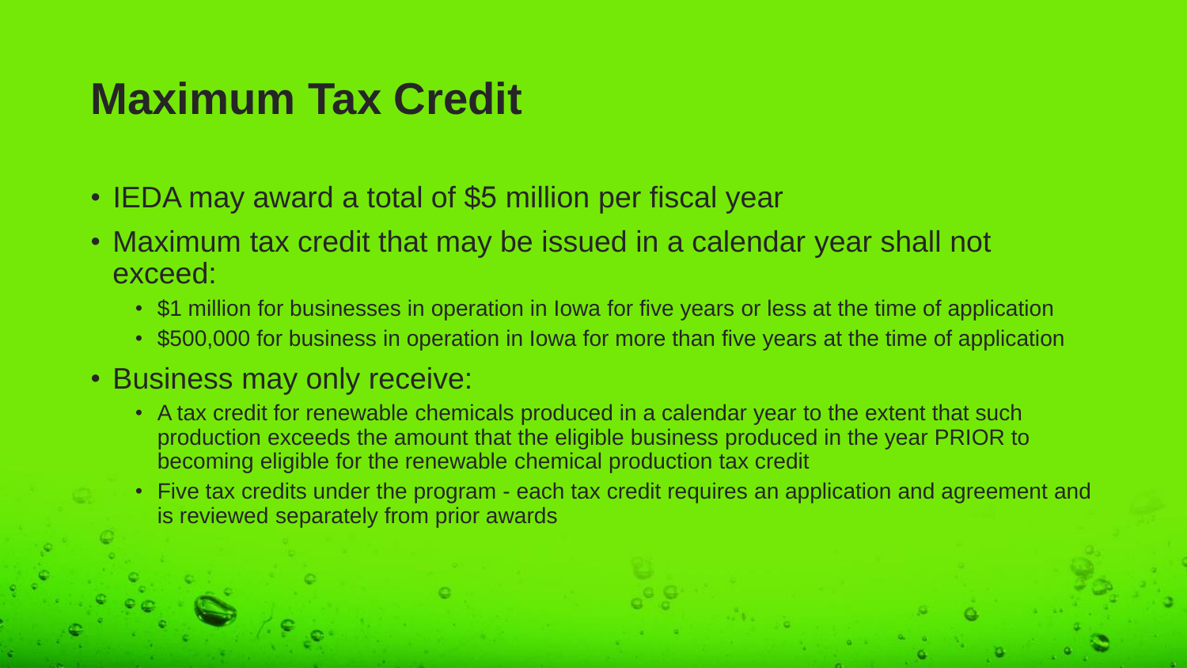# Maximum Tax Credit

- IEDA may award a total of $5 million per fiscal year
- Maximum tax credit that may be issued in a calendar year shall not exceed:
  - $1 million for businesses in operation in Iowa for five years or less at the time of application
  - $500,000 for business in operation in Iowa for more than five years at the time of application
- Business may only receive:
  - A tax credit for renewable chemicals produced in a calendar year to the extent that such production exceeds the amount that the eligible business produced in the year PRIOR to becoming eligible for the renewable chemical production tax credit
  - Five tax credits under the program - each tax credit requires an application and agreement and is reviewed separately from prior awards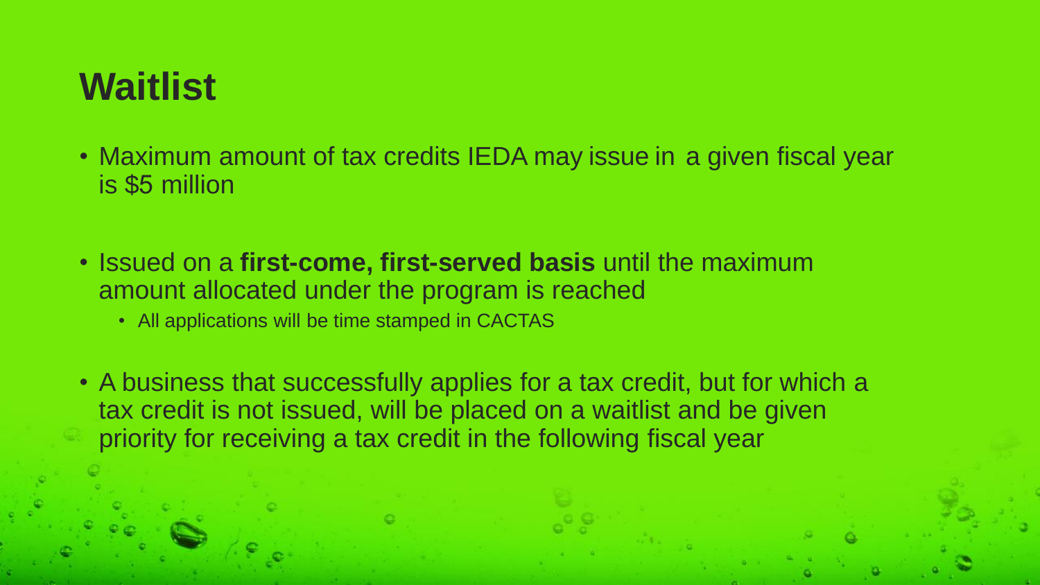# Waitlist

- Maximum amount of tax credits IEDA may issue in a given fiscal year is $5 million
- Issued on a **first-come, first-served basis** until the maximum amount allocated under the program is reached
  - All applications will be time stamped in CACTAS
- A business that successfully applies for a tax credit, but for which a tax credit is not issued, will be placed on a waitlist and be given priority for receiving a tax credit in the following fiscal year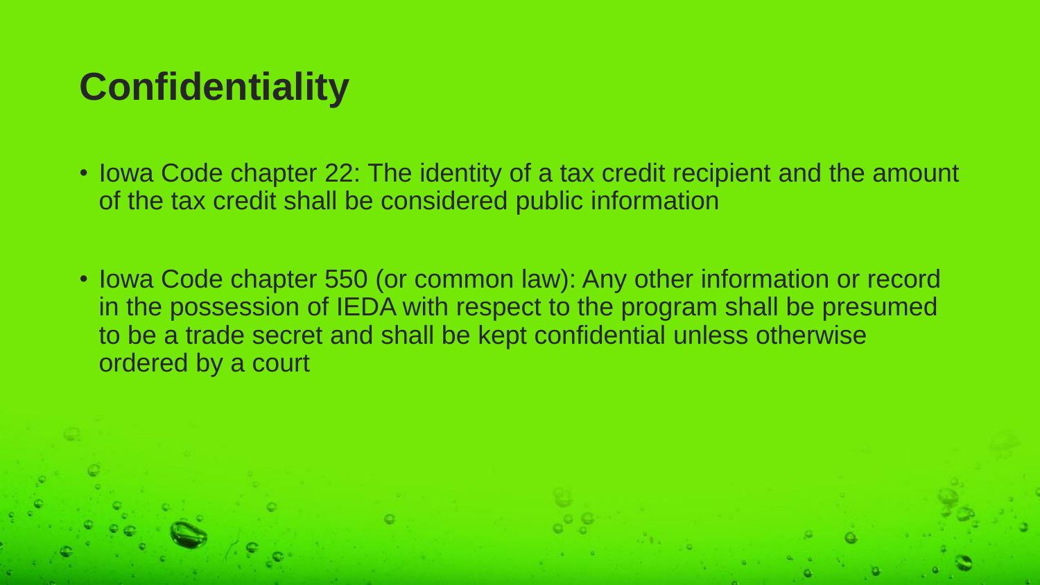# Confidentiality

- Iowa Code chapter 22: The identity of a tax credit recipient and the amount of the tax credit shall be considered public information
- Iowa Code chapter 550 (or common law): Any other information or record in the possession of IEDA with respect to the program shall be presumed to be a trade secret and shall be kept confidential unless otherwise ordered by a court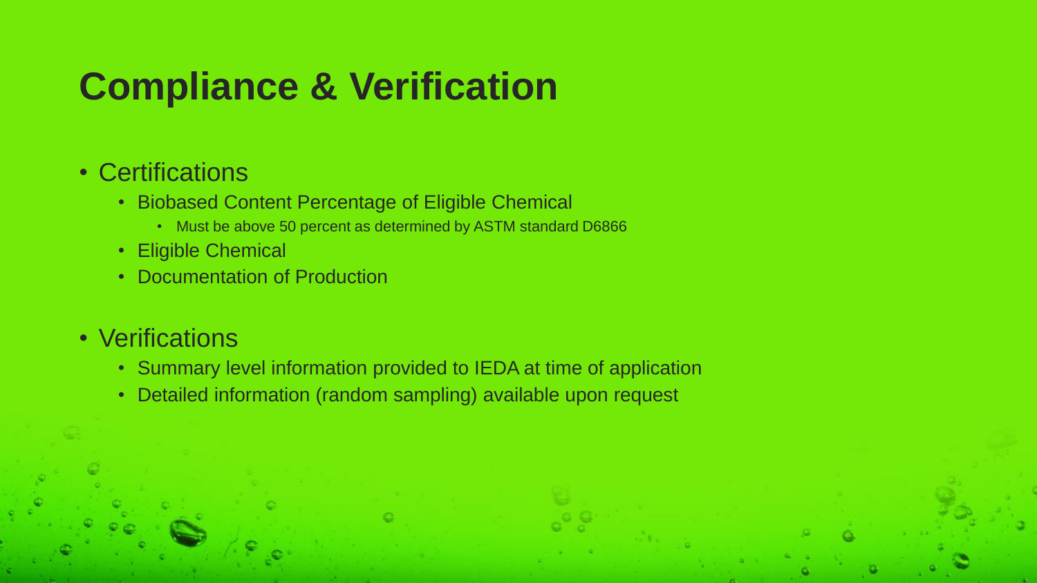# Compliance & Verification

- Certifications
  - Biobased Content Percentage of Eligible Chemical
    - Must be above 50 percent as determined by ASTM standard D6866
  - Eligible Chemical
  - Documentation of Production
- Verifications
  - Summary level information provided to IEDA at time of application
  - Detailed information (random sampling) available upon request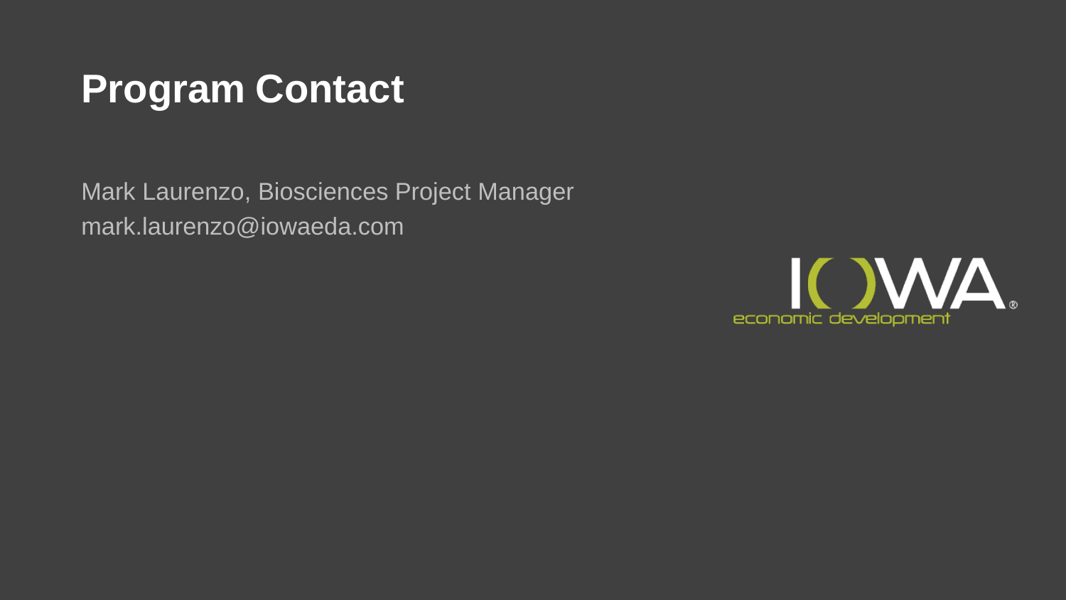# Program Contact

Mark Laurenzo, Biosciences Project Manager
mark.laurenzo@iowaeda.com